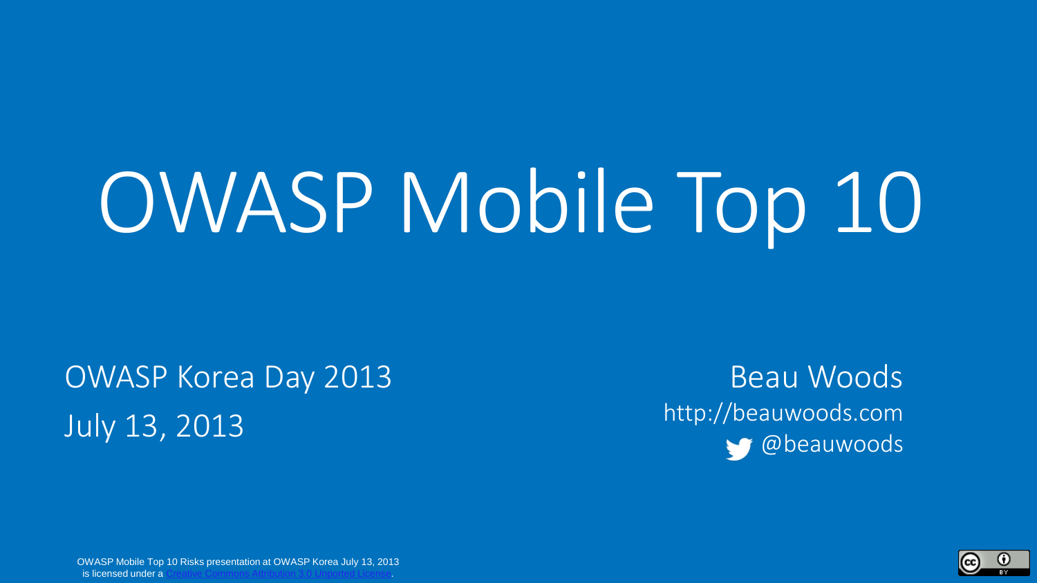# OWASP Mobile Top 10

OWASP Korea Day 2013
July 13, 2013

Beau Woods
http://beauwoods.com
@beauwoods

OWASP Mobile Top 10 Risks presentation at OWASP Korea July 13, 2013 is licensed under a Creative Commons Attribution 3.0 Unported License.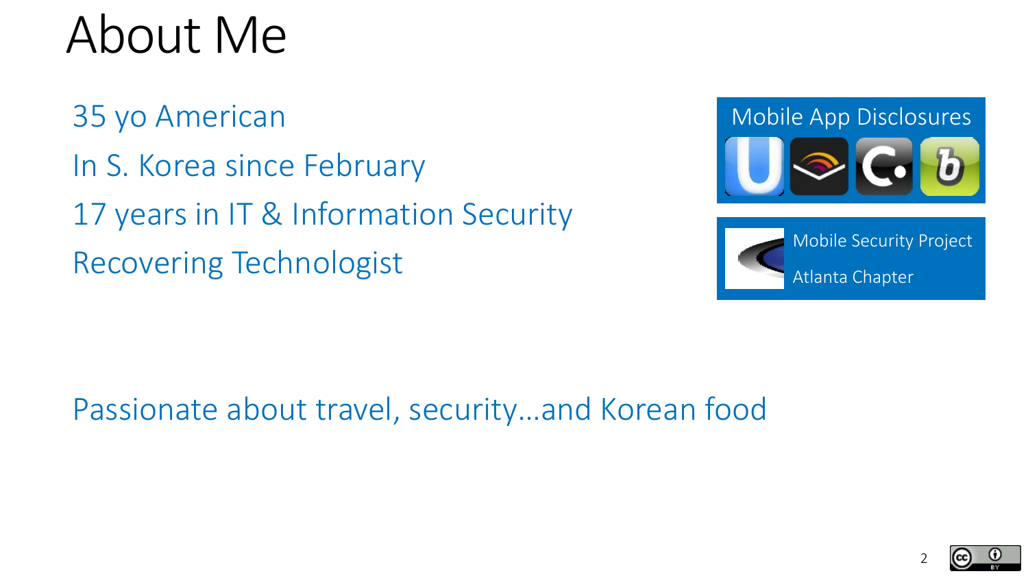# About Me

35 yo American

In S. Korea since February

17 years in IT & Information Security

Recovering Technologist

Mobile App Disclosures

Mobile Security Project

Atlanta Chapter

Passionate about travel, security…and Korean food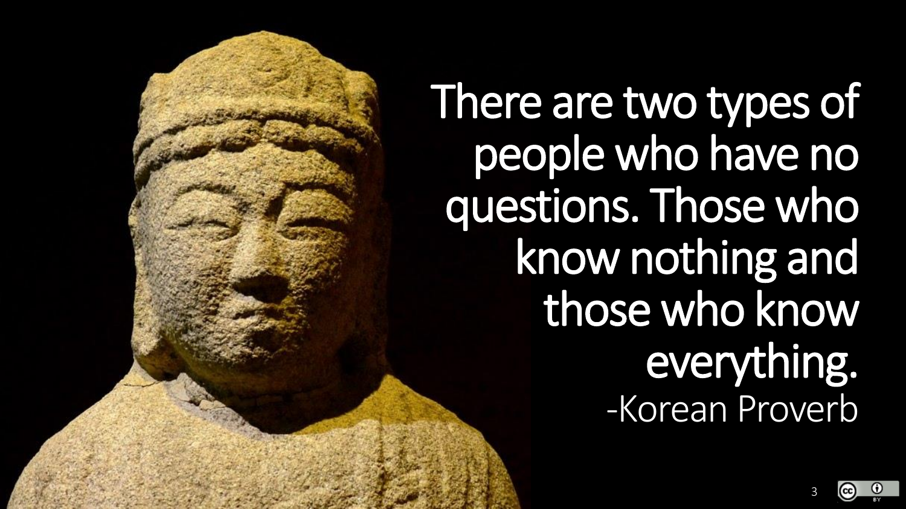There are two types of people who have no questions. Those who know nothing and those who know everything.

-Korean Proverb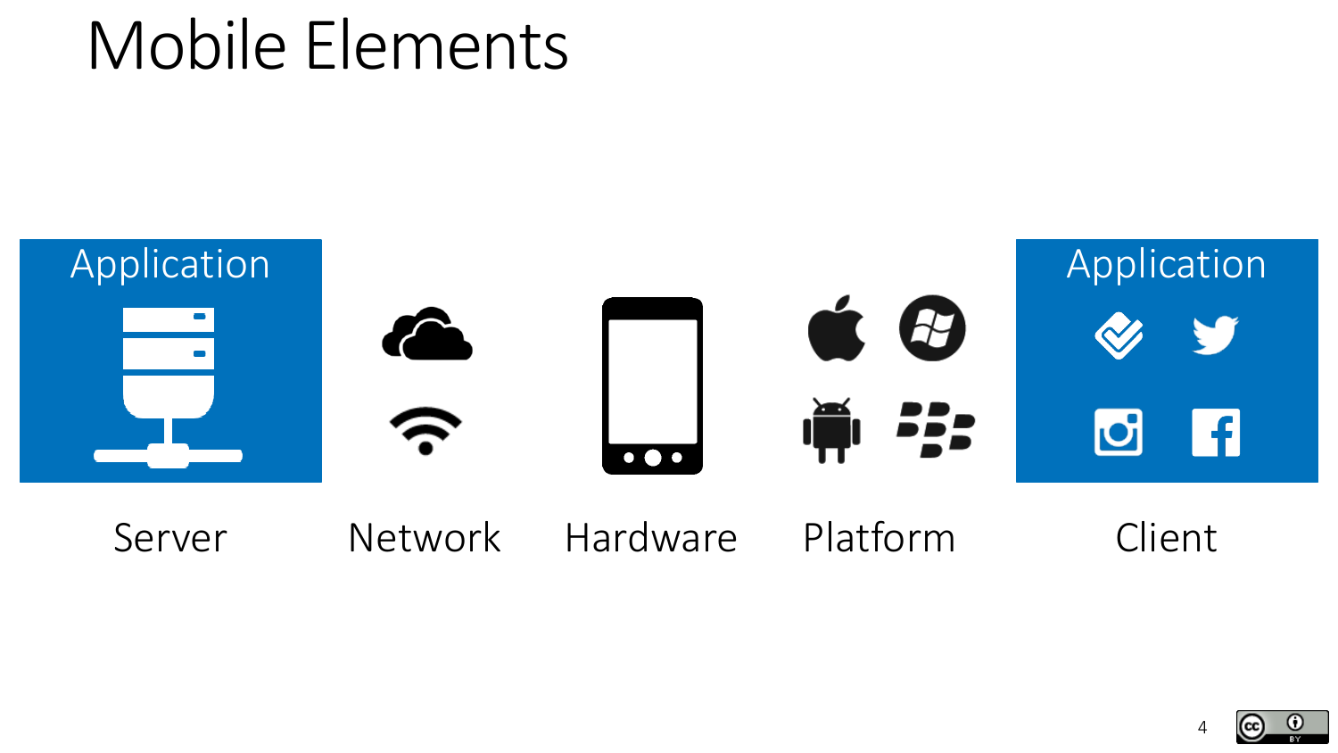# Mobile Elements

Application | | | | Application
--- | --- | --- | --- | ---
Server | Network | Hardware | Platform | Client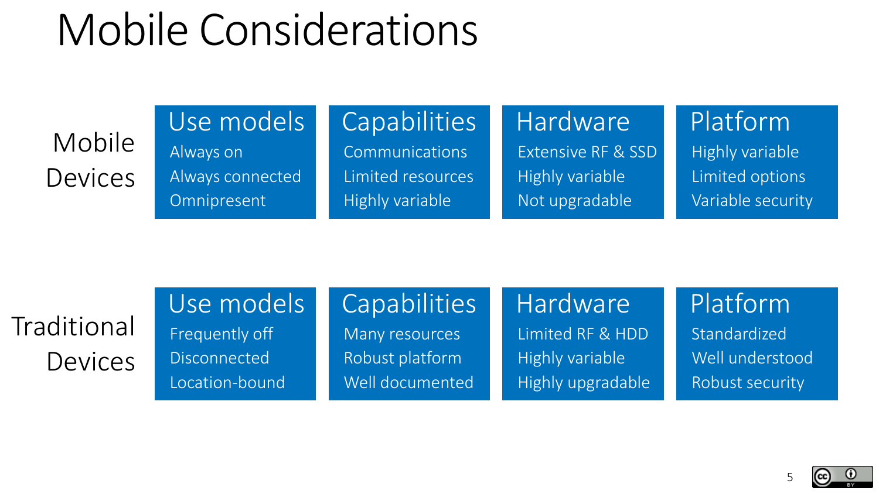# Mobile Considerations

| | Use models | Capabilities | Hardware | Platform |
|---|---|---|---|---|
| Mobile Devices | Always on<br>Always connected<br>Omnipresent | Communications<br>Limited resources<br>Highly variable | Extensive RF & SSD<br>Highly variable<br>Not upgradable | Highly variable<br>Limited options<br>Variable security |
| Traditional Devices | Frequently off<br>Disconnected<br>Location-bound | Many resources<br>Robust platform<br>Well documented | Limited RF & HDD<br>Highly variable<br>Highly upgradable | Standardized<br>Well understood<br>Robust security |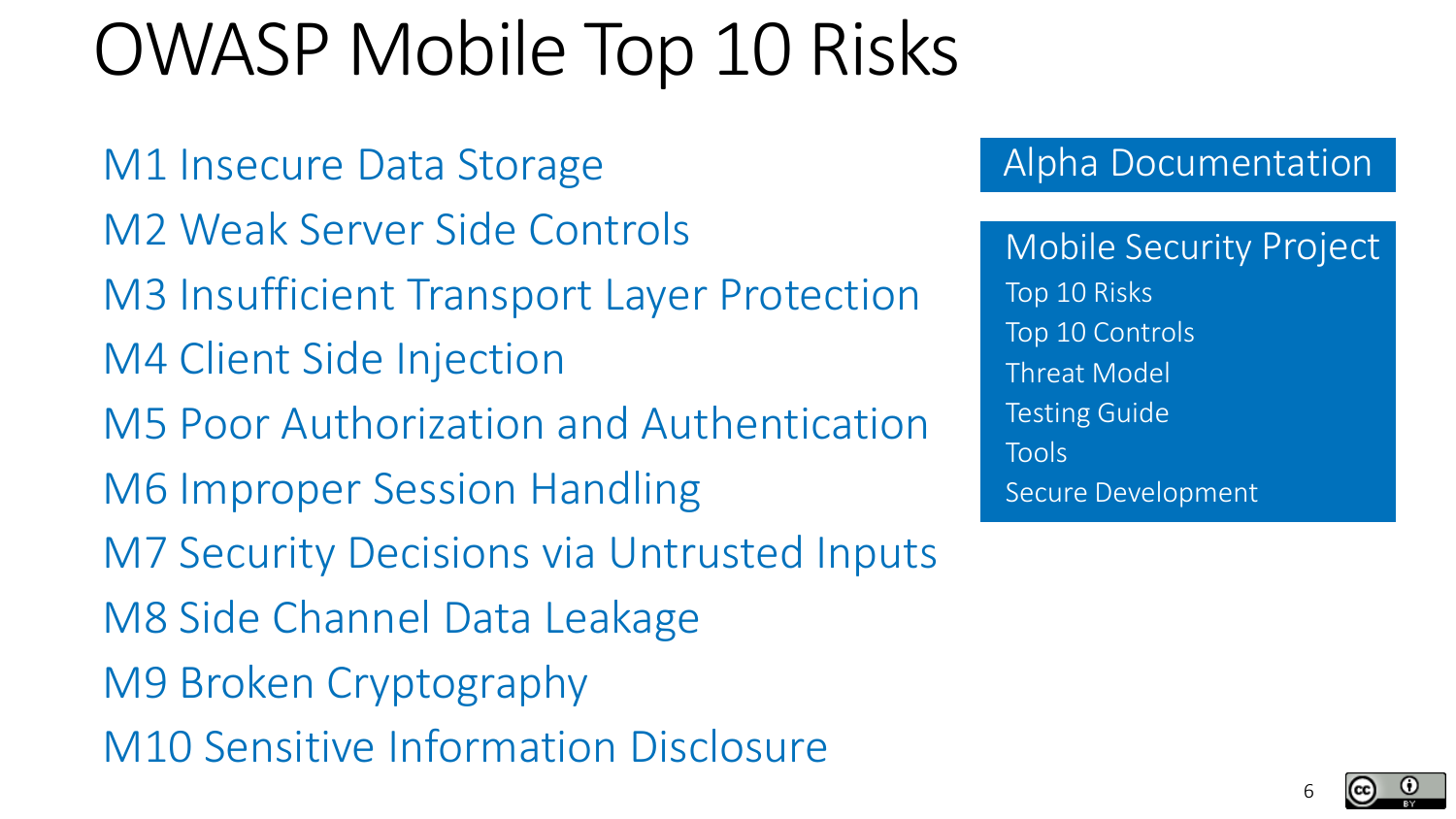# OWASP Mobile Top 10 Risks

- M1 Insecure Data Storage
- M2 Weak Server Side Controls
- M3 Insufficient Transport Layer Protection
- M4 Client Side Injection
- M5 Poor Authorization and Authentication
- M6 Improper Session Handling
- M7 Security Decisions via Untrusted Inputs
- M8 Side Channel Data Leakage
- M9 Broken Cryptography
- M10 Sensitive Information Disclosure

**Alpha Documentation**

**Mobile Security Project**

- Top 10 Risks
- Top 10 Controls
- Threat Model
- Testing Guide
- Tools
- Secure Development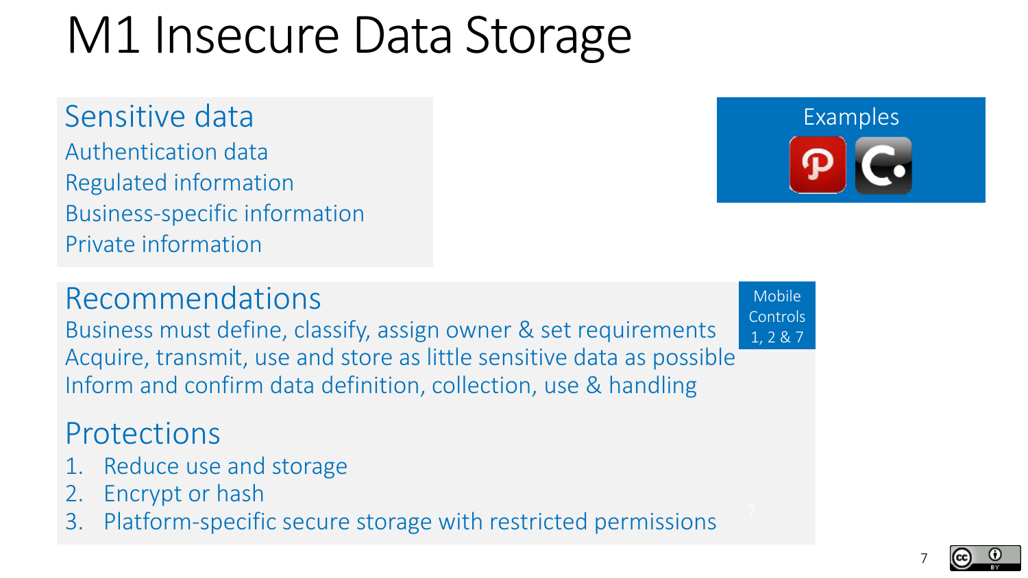# M1 Insecure Data Storage

## Sensitive data

Authentication data
Regulated information
Business-specific information
Private information

Examples

## Recommendations

Mobile Controls 1, 2 & 7

Business must define, classify, assign owner & set requirements
Acquire, transmit, use and store as little sensitive data as possible
Inform and confirm data definition, collection, use & handling

## Protections

1. Reduce use and storage
2. Encrypt or hash
3. Platform-specific secure storage with restricted permissions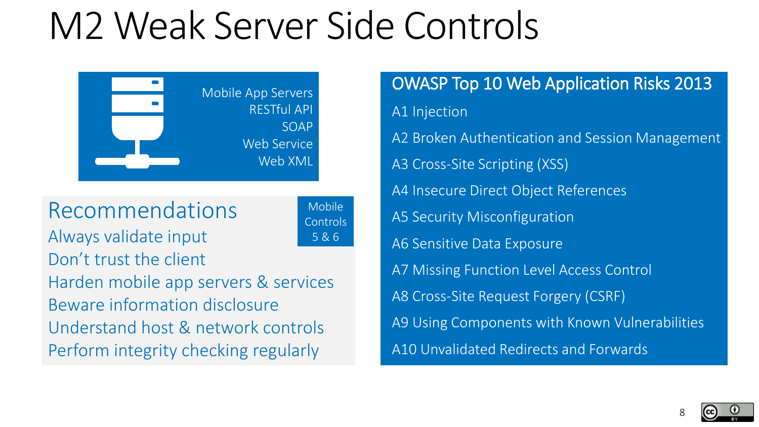# M2 Weak Server Side Controls

Mobile App Servers
RESTful API
SOAP
Web Service
Web XML

## Recommendations

Mobile Controls 5 & 6

- Always validate input
- Don't trust the client
- Harden mobile app servers & services
- Beware information disclosure
- Understand host & network controls
- Perform integrity checking regularly

## OWASP Top 10 Web Application Risks 2013

- A1 Injection
- A2 Broken Authentication and Session Management
- A3 Cross-Site Scripting (XSS)
- A4 Insecure Direct Object References
- A5 Security Misconfiguration
- A6 Sensitive Data Exposure
- A7 Missing Function Level Access Control
- A8 Cross-Site Request Forgery (CSRF)
- A9 Using Components with Known Vulnerabilities
- A10 Unvalidated Redirects and Forwards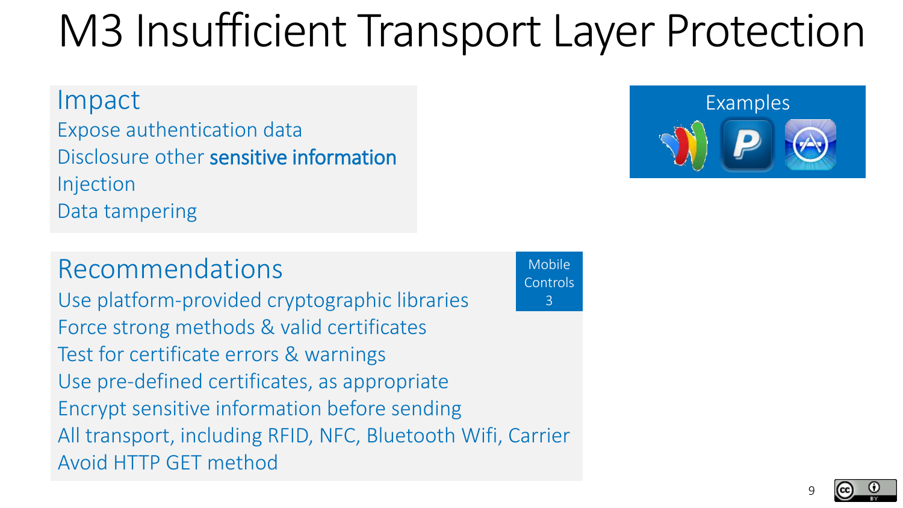# M3 Insufficient Transport Layer Protection

## Impact

Expose authentication data

Disclosure other **sensitive information**

Injection

Data tampering

## Examples

## Recommendations

Mobile Controls 3

Use platform-provided cryptographic libraries

Force strong methods & valid certificates

Test for certificate errors & warnings

Use pre-defined certificates, as appropriate

Encrypt sensitive information before sending

All transport, including RFID, NFC, Bluetooth Wifi, Carrier

Avoid HTTP GET method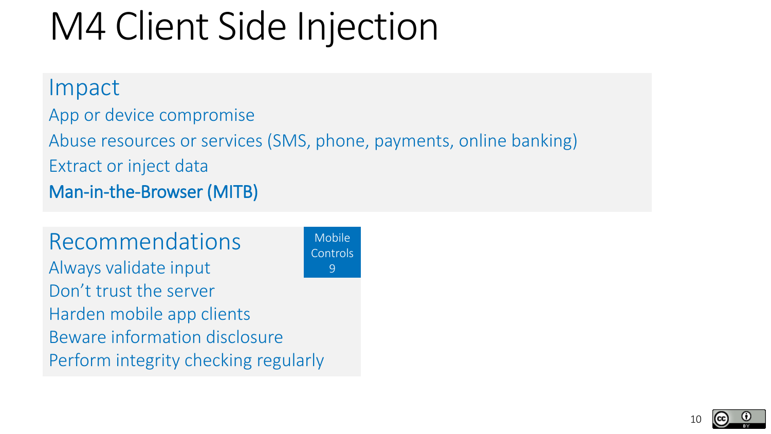# M4 Client Side Injection

## Impact

App or device compromise

Abuse resources or services (SMS, phone, payments, online banking)

Extract or inject data

Man-in-the-Browser (MITB)

## Recommendations

Mobile Controls 9

Always validate input

Don't trust the server

Harden mobile app clients

Beware information disclosure

Perform integrity checking regularly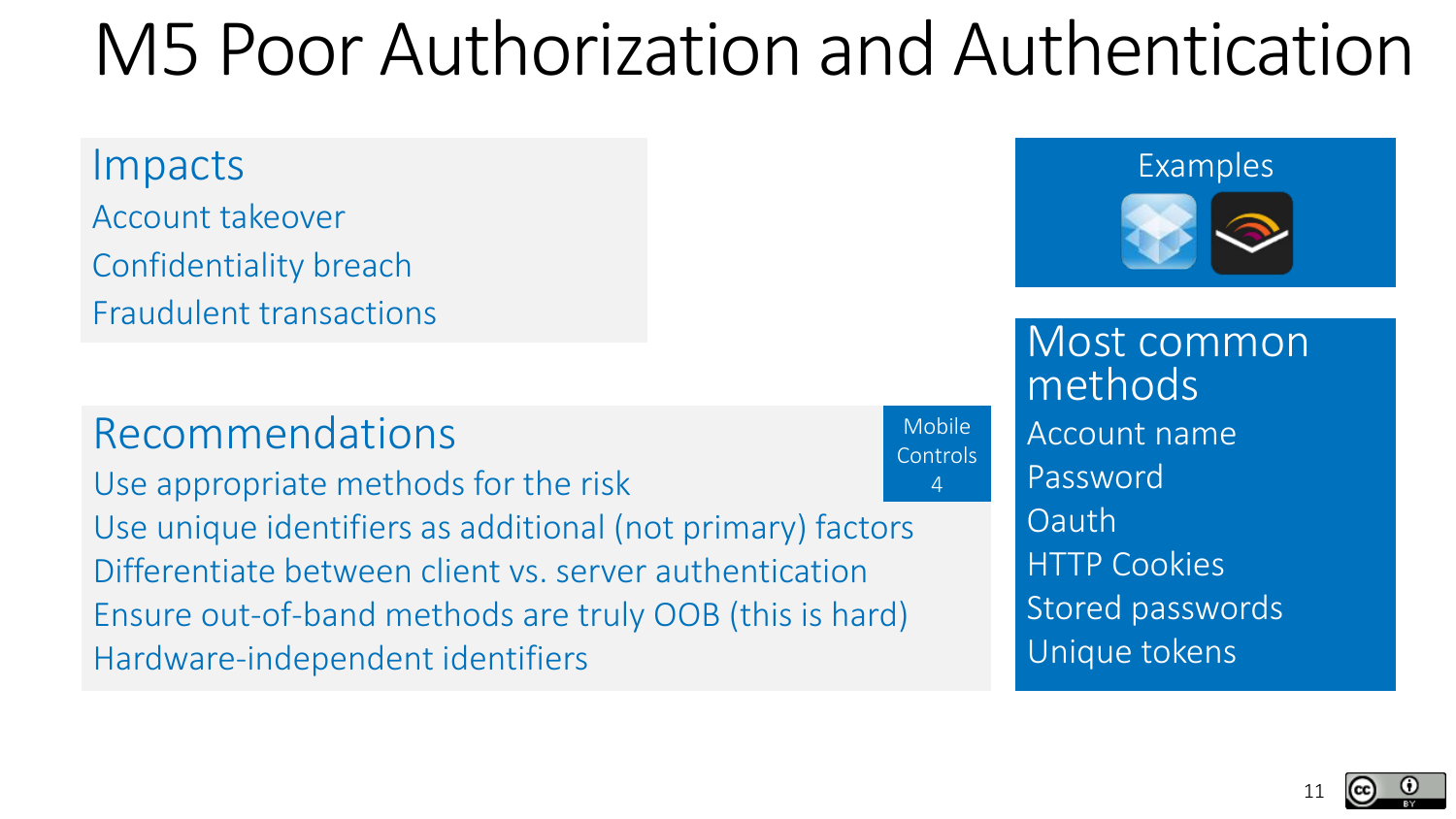# M5 Poor Authorization and Authentication

## Impacts

- Account takeover
- Confidentiality breach
- Fraudulent transactions

## Recommendations

Mobile Controls 4

- Use appropriate methods for the risk
- Use unique identifiers as additional (not primary) factors
- Differentiate between client vs. server authentication
- Ensure out-of-band methods are truly OOB (this is hard)
- Hardware-independent identifiers

## Examples

## Most common methods

- Account name
- Password
- Oauth
- HTTP Cookies
- Stored passwords
- Unique tokens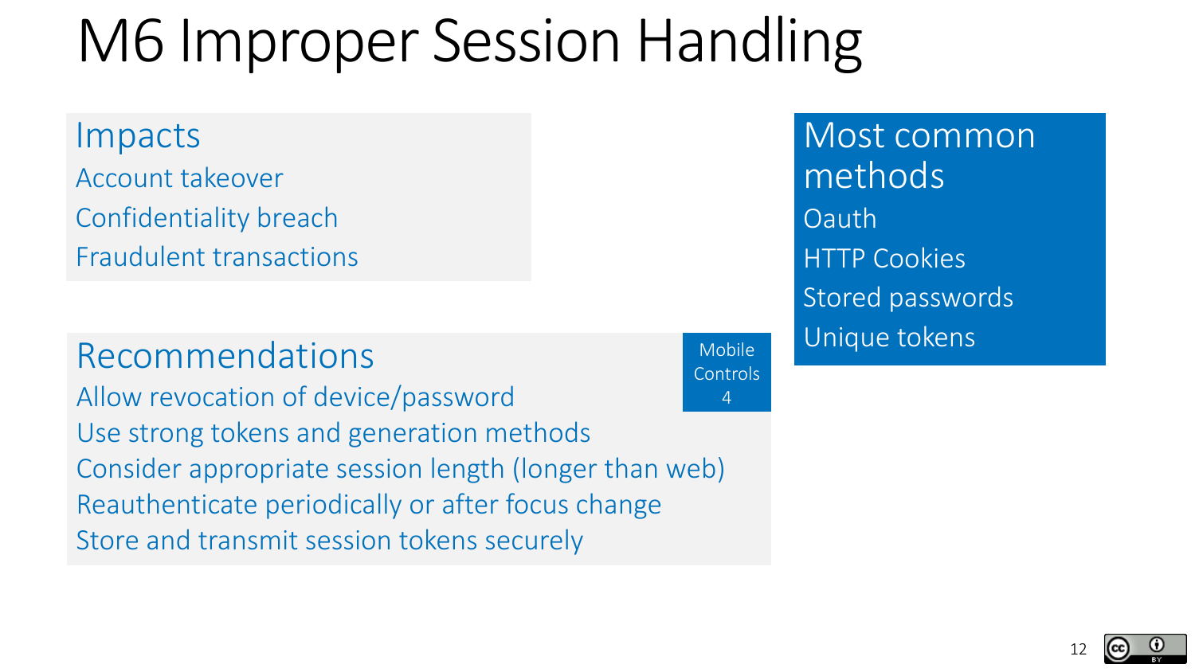# M6 Improper Session Handling

## Impacts

- Account takeover
- Confidentiality breach
- Fraudulent transactions

## Recommendations

Mobile Controls 4

- Allow revocation of device/password
- Use strong tokens and generation methods
- Consider appropriate session length (longer than web)
- Reauthenticate periodically or after focus change
- Store and transmit session tokens securely

## Most common methods

- Oauth
- HTTP Cookies
- Stored passwords
- Unique tokens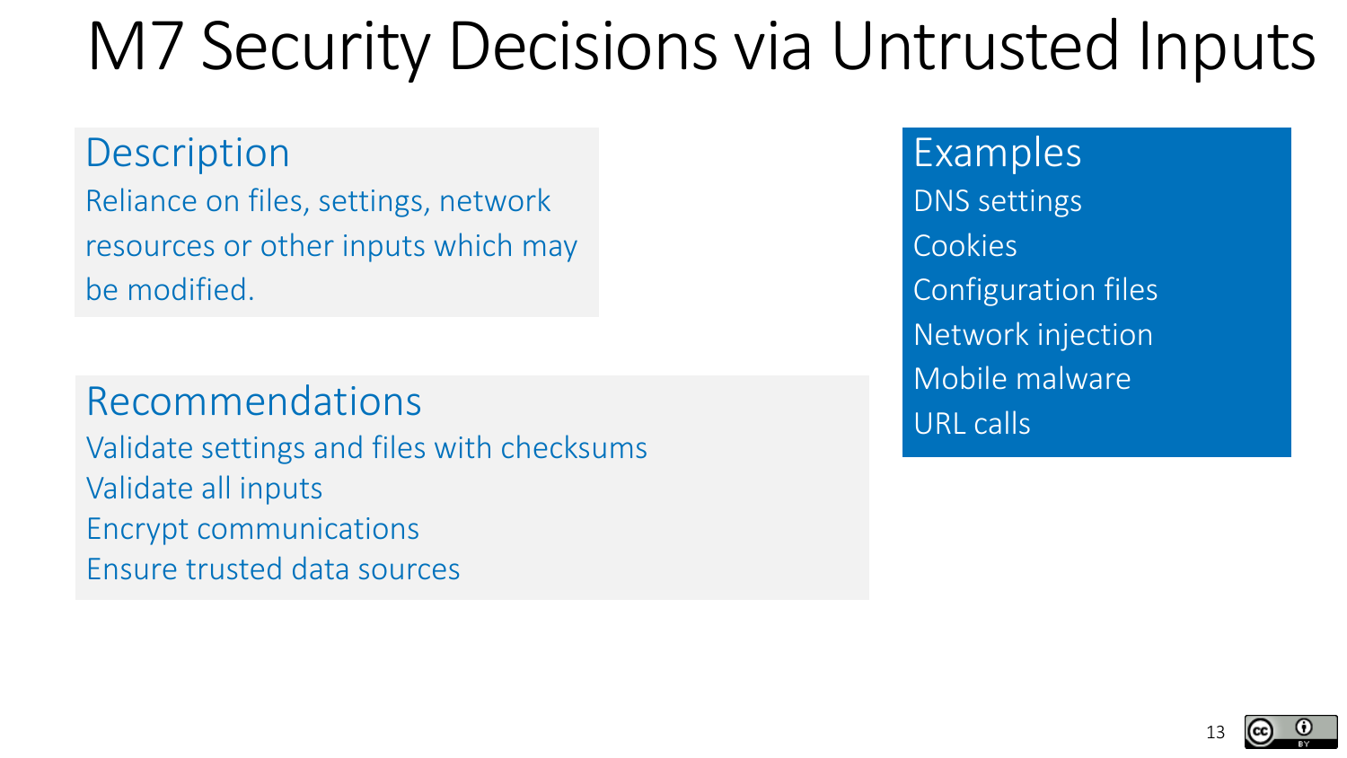# M7 Security Decisions via Untrusted Inputs

## Description

Reliance on files, settings, network resources or other inputs which may be modified.

## Recommendations

- Validate settings and files with checksums
- Validate all inputs
- Encrypt communications
- Ensure trusted data sources

## Examples

- DNS settings
- Cookies
- Configuration files
- Network injection
- Mobile malware
- URL calls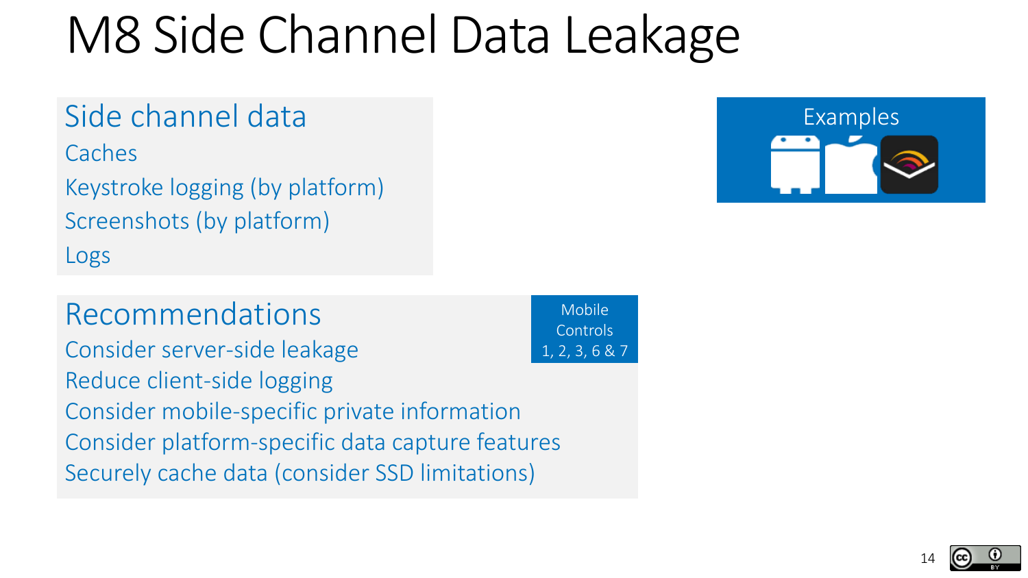# M8 Side Channel Data Leakage

## Side channel data

- Caches
- Keystroke logging (by platform)
- Screenshots (by platform)
- Logs

## Examples

## Recommendations

Mobile Controls 1, 2, 3, 6 & 7

- Consider server-side leakage
- Reduce client-side logging
- Consider mobile-specific private information
- Consider platform-specific data capture features
- Securely cache data (consider SSD limitations)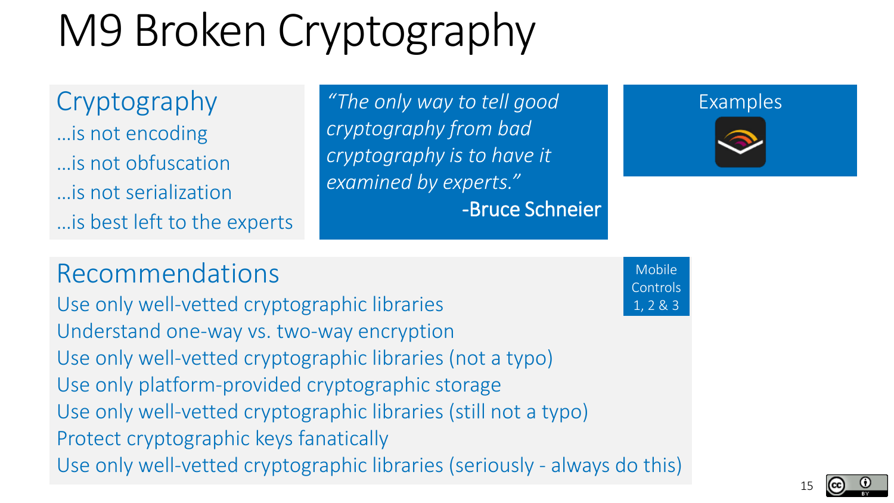# M9 Broken Cryptography

## Cryptography

…is not encoding

…is not obfuscation

…is not serialization

…is best left to the experts

> *"The only way to tell good cryptography from bad cryptography is to have it examined by experts."*
>
> -Bruce Schneier

## Examples

## Recommendations

Mobile Controls 1, 2 & 3

- Use only well-vetted cryptographic libraries
- Understand one-way vs. two-way encryption
- Use only well-vetted cryptographic libraries (not a typo)
- Use only platform-provided cryptographic storage
- Use only well-vetted cryptographic libraries (still not a typo)
- Protect cryptographic keys fanatically
- Use only well-vetted cryptographic libraries (seriously - always do this)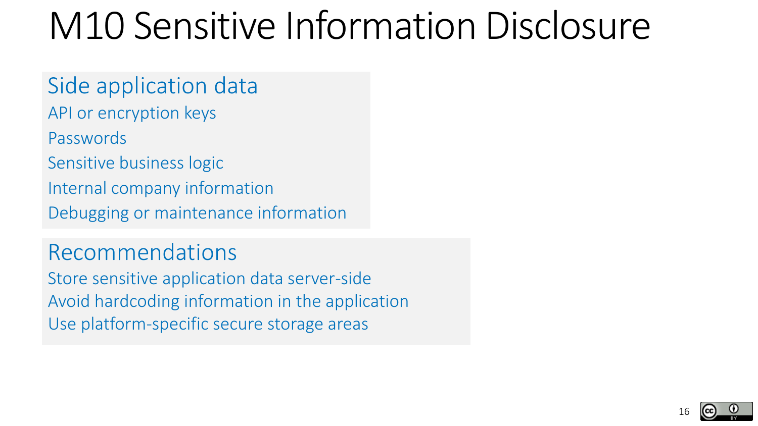# M10 Sensitive Information Disclosure

## Side application data

- API or encryption keys
- Passwords
- Sensitive business logic
- Internal company information
- Debugging or maintenance information

## Recommendations

- Store sensitive application data server-side
- Avoid hardcoding information in the application
- Use platform-specific secure storage areas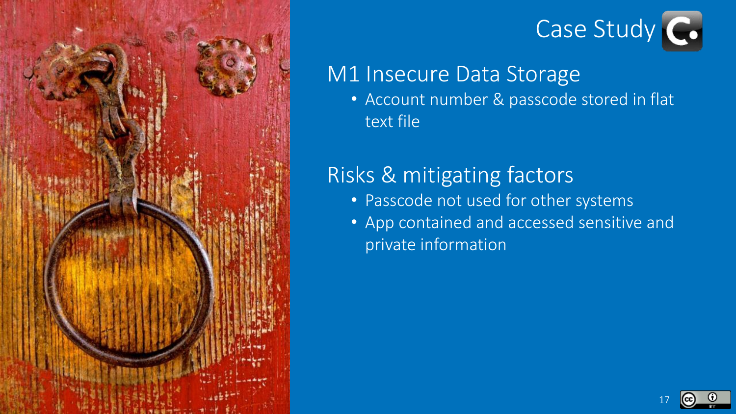# Case Study

## M1 Insecure Data Storage

- Account number & passcode stored in flat text file

## Risks & mitigating factors

- Passcode not used for other systems
- App contained and accessed sensitive and private information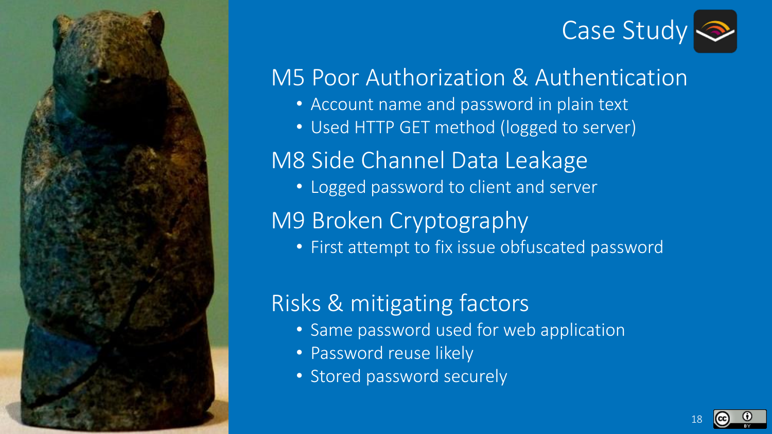# Case Study

## M5 Poor Authorization & Authentication

- Account name and password in plain text
- Used HTTP GET method (logged to server)

## M8 Side Channel Data Leakage

- Logged password to client and server

## M9 Broken Cryptography

- First attempt to fix issue obfuscated password

## Risks & mitigating factors

- Same password used for web application
- Password reuse likely
- Stored password securely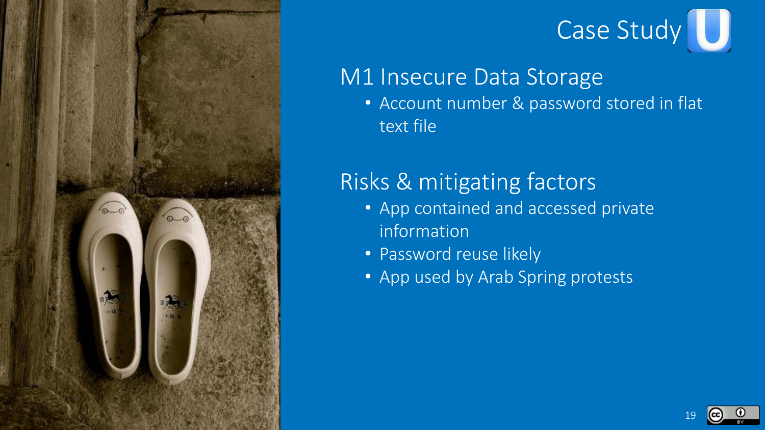# Case Study

## M1 Insecure Data Storage

- Account number & password stored in flat text file

## Risks & mitigating factors

- App contained and accessed private information
- Password reuse likely
- App used by Arab Spring protests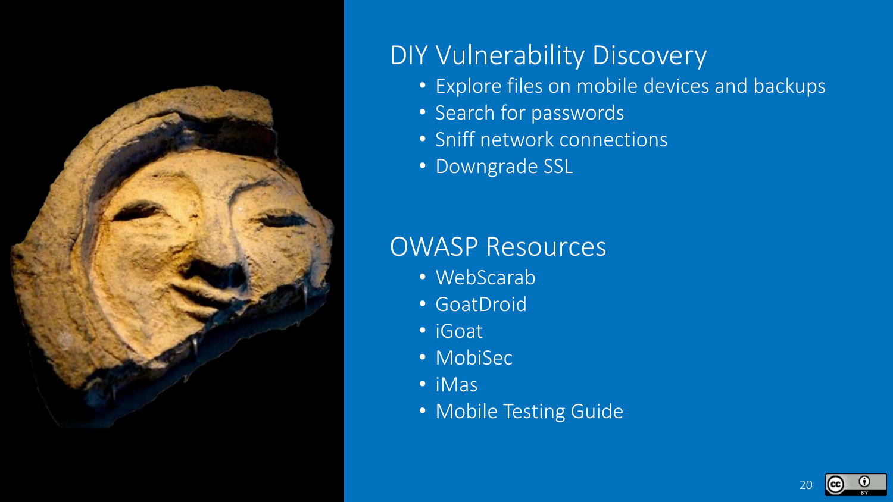## DIY Vulnerability Discovery

- Explore files on mobile devices and backups
- Search for passwords
- Sniff network connections
- Downgrade SSL

## OWASP Resources

- WebScarab
- GoatDroid
- iGoat
- MobiSec
- iMas
- Mobile Testing Guide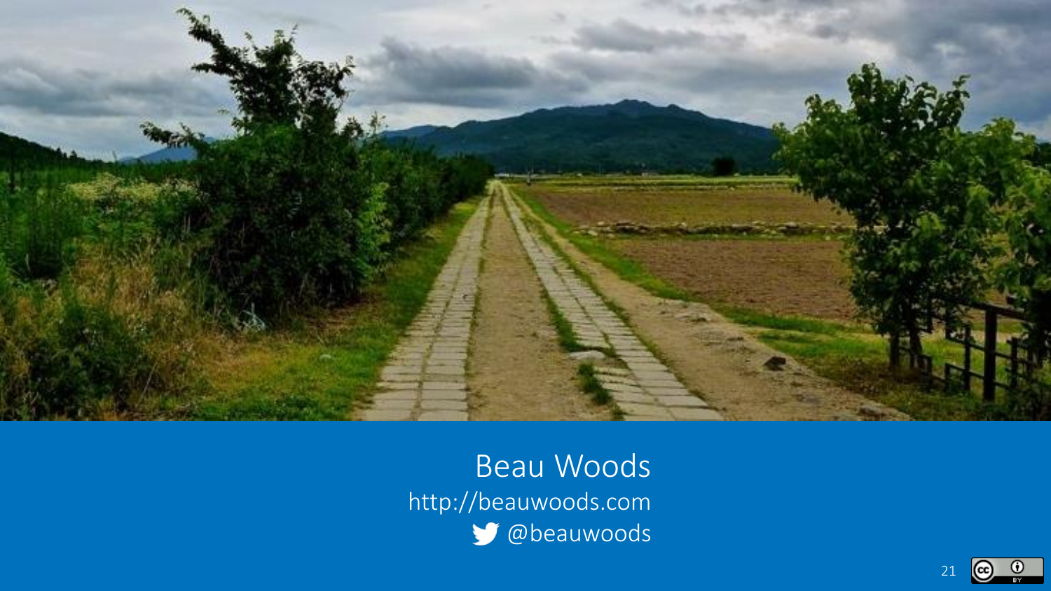Beau Woods

http://beauwoods.com

@beauwoods